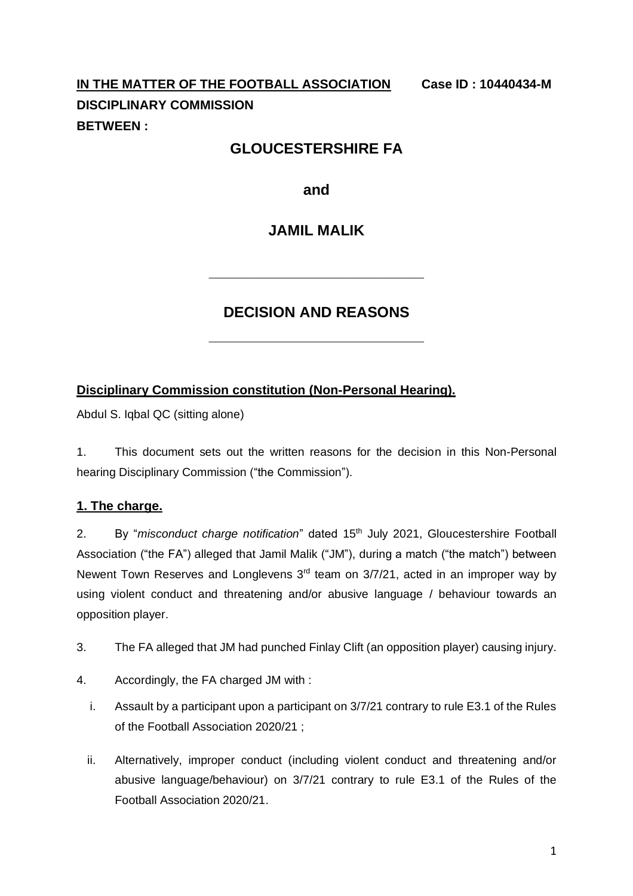**IN THE MATTER OF THE FOOTBALL ASSOCIATION** **Case ID : 10440434-M**

**DISCIPLINARY COMMISSION**

**BETWEEN :**

**GLOUCESTERSHIRE FA**

**and**

**JAMIL MALIK**

---

**DECISION AND REASONS**

---

**Disciplinary Commission constitution (Non-Personal Hearing).**

Abdul S. Iqbal QC (sitting alone)

1. This document sets out the written reasons for the decision in this Non-Personal hearing Disciplinary Commission ("the Commission").

**1. The charge.**

2. By "*misconduct charge notification*" dated 15th July 2021, Gloucestershire Football Association ("the FA") alleged that Jamil Malik ("JM"), during a match ("the match") between Newent Town Reserves and Longlevens 3rd team on 3/7/21, acted in an improper way by using violent conduct and threatening and/or abusive language / behaviour towards an opposition player.

3. The FA alleged that JM had punched Finlay Clift (an opposition player) causing injury.

4. Accordingly, the FA charged JM with :

   i. Assault by a participant upon a participant on 3/7/21 contrary to rule E3.1 of the Rules of the Football Association 2020/21 ;

   ii. Alternatively, improper conduct (including violent conduct and threatening and/or abusive language/behaviour) on 3/7/21 contrary to rule E3.1 of the Rules of the Football Association 2020/21.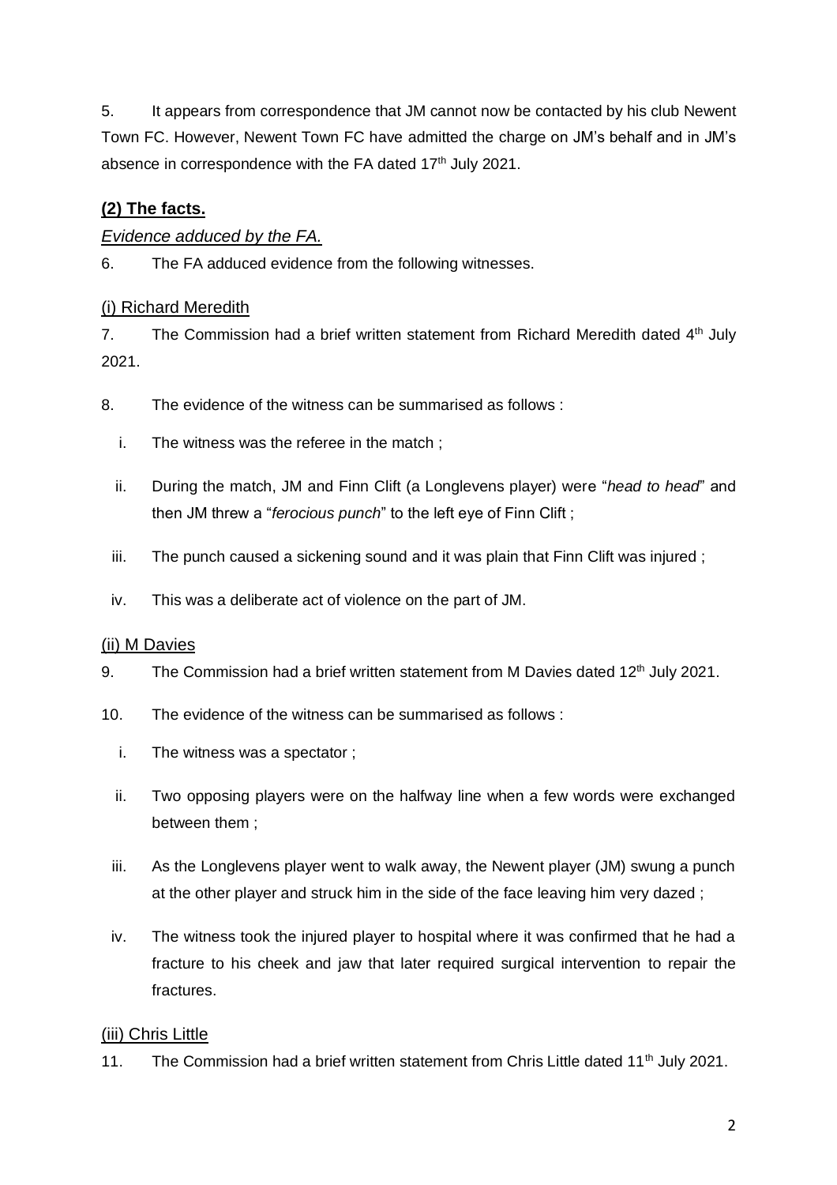5. It appears from correspondence that JM cannot now be contacted by his club Newent Town FC. However, Newent Town FC have admitted the charge on JM's behalf and in JM's absence in correspondence with the FA dated 17th July 2021.

## **(2) The facts.**

### *Evidence adduced by the FA.*

6. The FA adduced evidence from the following witnesses.

#### (i) Richard Meredith

7. The Commission had a brief written statement from Richard Meredith dated 4th July 2021.

8. The evidence of the witness can be summarised as follows :

   i. The witness was the referee in the match ;

   ii. During the match, JM and Finn Clift (a Longlevens player) were "*head to head*" and then JM threw a "*ferocious punch*" to the left eye of Finn Clift ;

   iii. The punch caused a sickening sound and it was plain that Finn Clift was injured ;

   iv. This was a deliberate act of violence on the part of JM.

#### (ii) M Davies

9. The Commission had a brief written statement from M Davies dated 12th July 2021.

10. The evidence of the witness can be summarised as follows :

   i. The witness was a spectator ;

   ii. Two opposing players were on the halfway line when a few words were exchanged between them ;

   iii. As the Longlevens player went to walk away, the Newent player (JM) swung a punch at the other player and struck him in the side of the face leaving him very dazed ;

   iv. The witness took the injured player to hospital where it was confirmed that he had a fracture to his cheek and jaw that later required surgical intervention to repair the fractures.

#### (iii) Chris Little

11. The Commission had a brief written statement from Chris Little dated 11th July 2021.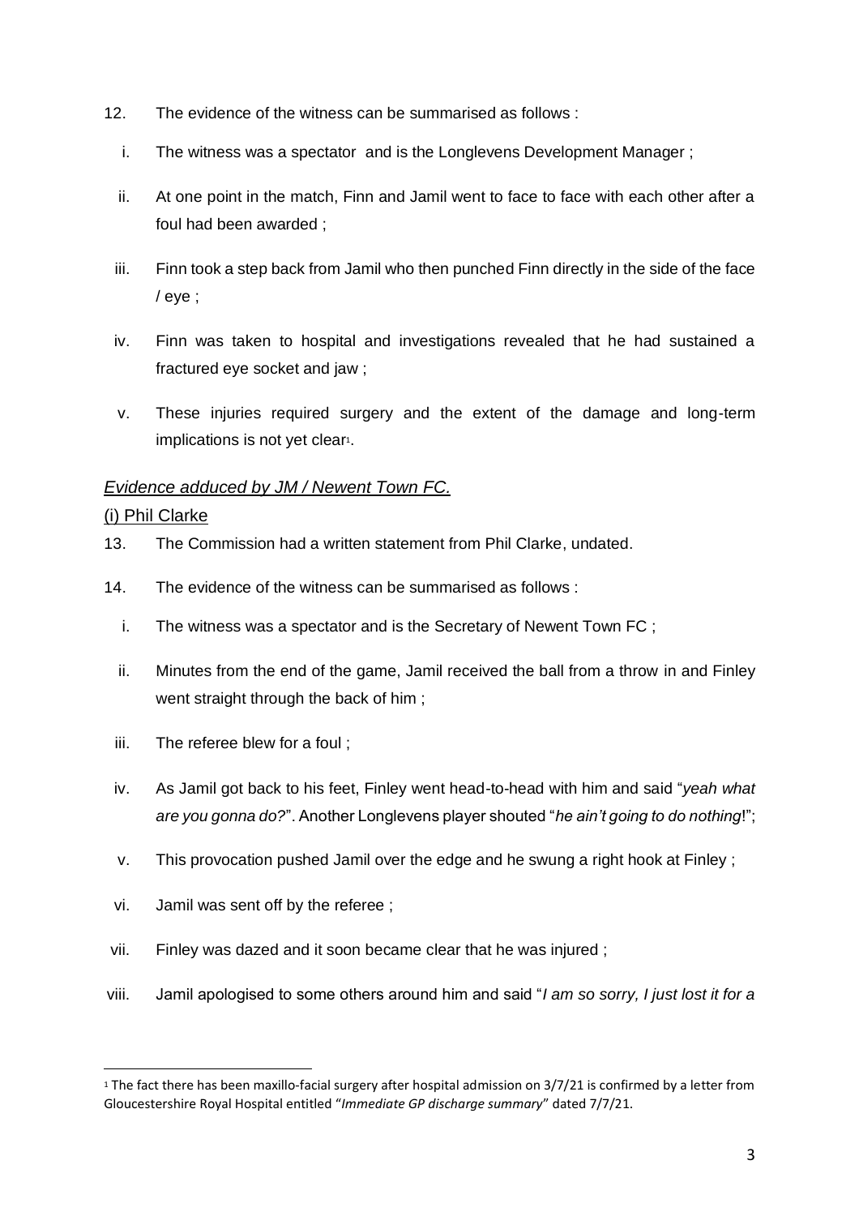12. The evidence of the witness can be summarised as follows :

    i. The witness was a spectator and is the Longlevens Development Manager ;

    ii. At one point in the match, Finn and Jamil went to face to face with each other after a foul had been awarded ;

    iii. Finn took a step back from Jamil who then punched Finn directly in the side of the face / eye ;

    iv. Finn was taken to hospital and investigations revealed that he had sustained a fractured eye socket and jaw ;

    v. These injuries required surgery and the extent of the damage and long-term implications is not yet clear[1].

## *Evidence adduced by JM / Newent Town FC.*

### (i) Phil Clarke

13. The Commission had a written statement from Phil Clarke, undated.

14. The evidence of the witness can be summarised as follows :

    i. The witness was a spectator and is the Secretary of Newent Town FC ;

    ii. Minutes from the end of the game, Jamil received the ball from a throw in and Finley went straight through the back of him ;

    iii. The referee blew for a foul ;

    iv. As Jamil got back to his feet, Finley went head-to-head with him and said "*yeah what are you gonna do?*". Another Longlevens player shouted "*he ain't going to do nothing*!";

    v. This provocation pushed Jamil over the edge and he swung a right hook at Finley ;

    vi. Jamil was sent off by the referee ;

    vii. Finley was dazed and it soon became clear that he was injured ;

    viii. Jamil apologised to some others around him and said "*I am so sorry, I just lost it for a*

[1] The fact there has been maxillo-facial surgery after hospital admission on 3/7/21 is confirmed by a letter from Gloucestershire Royal Hospital entitled "*Immediate GP discharge summary*" dated 7/7/21.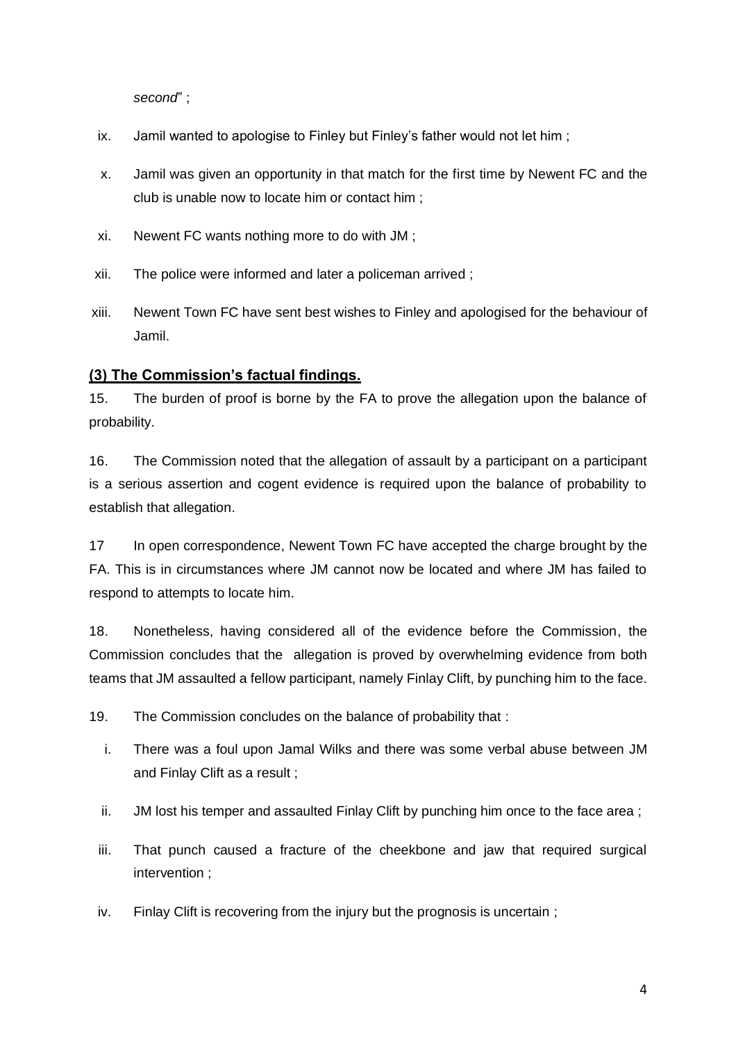*second*" ;

ix. Jamil wanted to apologise to Finley but Finley's father would not let him ;

x. Jamil was given an opportunity in that match for the first time by Newent FC and the club is unable now to locate him or contact him ;

xi. Newent FC wants nothing more to do with JM ;

xii. The police were informed and later a policeman arrived ;

xiii. Newent Town FC have sent best wishes to Finley and apologised for the behaviour of Jamil.

## (3) The Commission's factual findings.

15. The burden of proof is borne by the FA to prove the allegation upon the balance of probability.

16. The Commission noted that the allegation of assault by a participant on a participant is a serious assertion and cogent evidence is required upon the balance of probability to establish that allegation.

17 In open correspondence, Newent Town FC have accepted the charge brought by the FA. This is in circumstances where JM cannot now be located and where JM has failed to respond to attempts to locate him.

18. Nonetheless, having considered all of the evidence before the Commission, the Commission concludes that the allegation is proved by overwhelming evidence from both teams that JM assaulted a fellow participant, namely Finlay Clift, by punching him to the face.

19. The Commission concludes on the balance of probability that :

i. There was a foul upon Jamal Wilks and there was some verbal abuse between JM and Finlay Clift as a result ;

ii. JM lost his temper and assaulted Finlay Clift by punching him once to the face area ;

iii. That punch caused a fracture of the cheekbone and jaw that required surgical intervention ;

iv. Finlay Clift is recovering from the injury but the prognosis is uncertain ;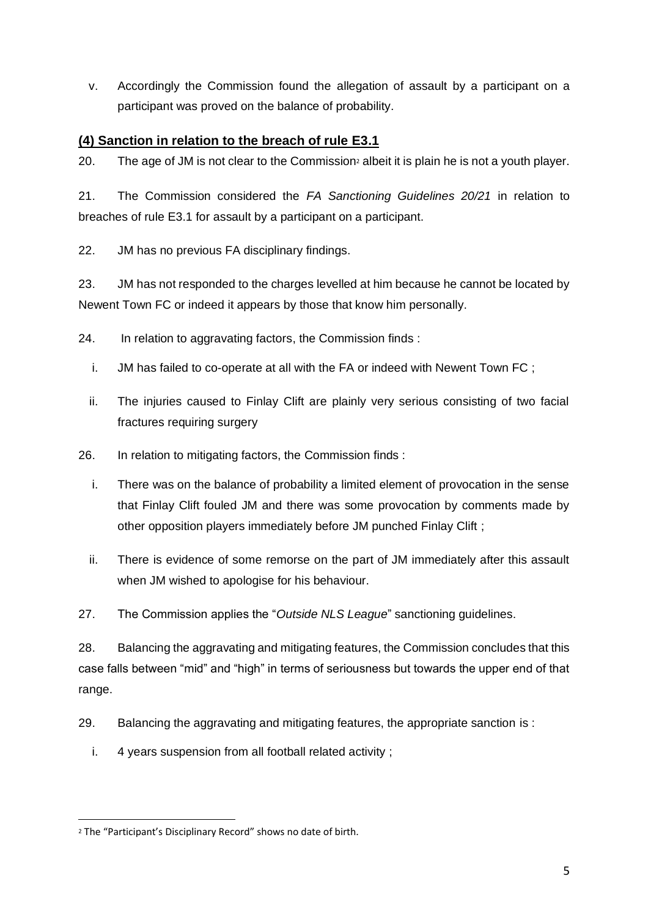v. Accordingly the Commission found the allegation of assault by a participant on a participant was proved on the balance of probability.

## (4) Sanction in relation to the breach of rule E3.1

20. The age of JM is not clear to the Commission[2] albeit it is plain he is not a youth player.

21. The Commission considered the *FA Sanctioning Guidelines 20/21* in relation to breaches of rule E3.1 for assault by a participant on a participant.

22. JM has no previous FA disciplinary findings.

23. JM has not responded to the charges levelled at him because he cannot be located by Newent Town FC or indeed it appears by those that know him personally.

24. In relation to aggravating factors, the Commission finds :

i. JM has failed to co-operate at all with the FA or indeed with Newent Town FC ;

ii. The injuries caused to Finlay Clift are plainly very serious consisting of two facial fractures requiring surgery

26. In relation to mitigating factors, the Commission finds :

i. There was on the balance of probability a limited element of provocation in the sense that Finlay Clift fouled JM and there was some provocation by comments made by other opposition players immediately before JM punched Finlay Clift ;

ii. There is evidence of some remorse on the part of JM immediately after this assault when JM wished to apologise for his behaviour.

27. The Commission applies the "*Outside NLS League*" sanctioning guidelines.

28. Balancing the aggravating and mitigating features, the Commission concludes that this case falls between "mid" and "high" in terms of seriousness but towards the upper end of that range.

29. Balancing the aggravating and mitigating features, the appropriate sanction is :

i. 4 years suspension from all football related activity ;

---

[2] The "Participant's Disciplinary Record" shows no date of birth.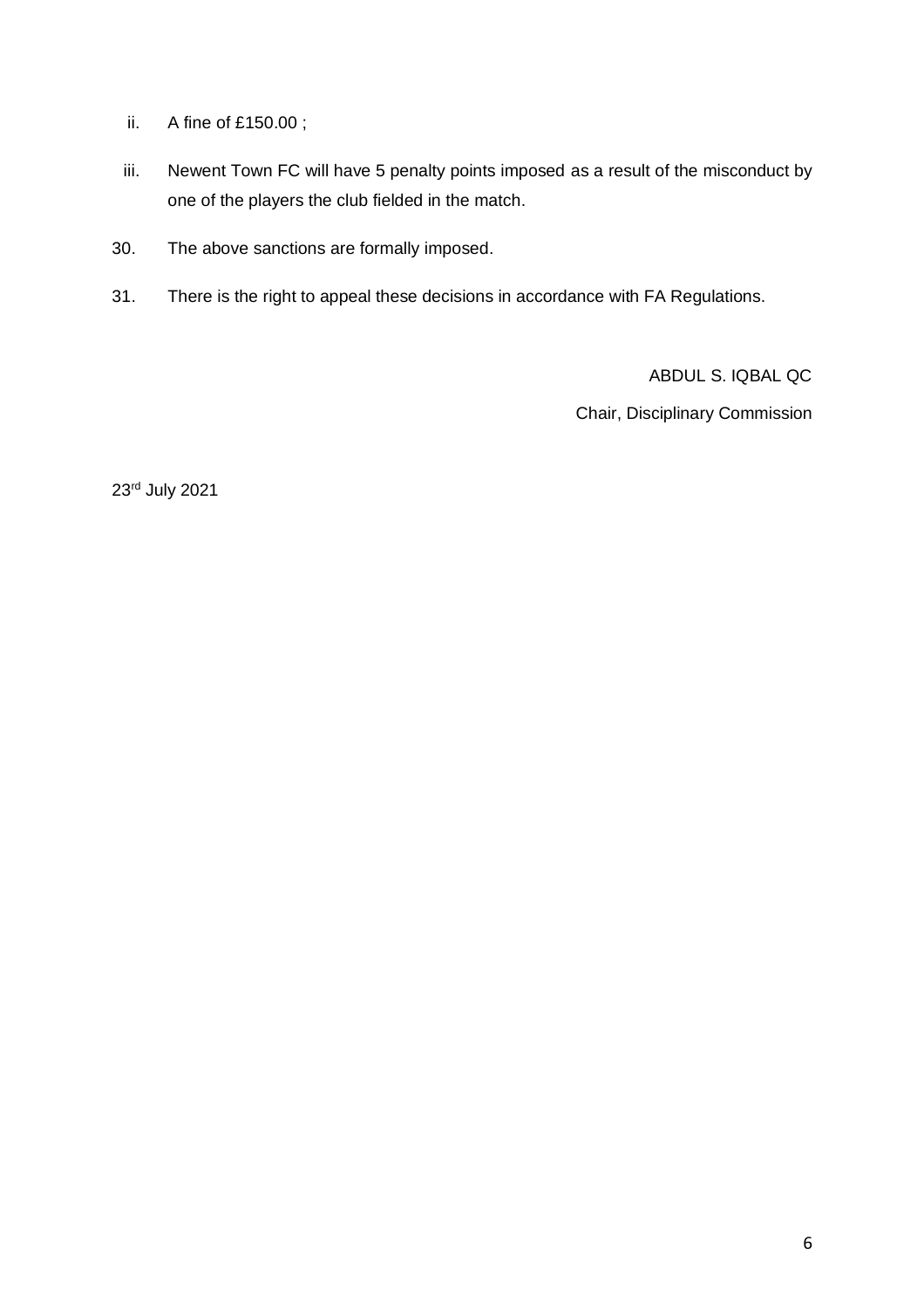ii. A fine of £150.00 ;

iii. Newent Town FC will have 5 penalty points imposed as a result of the misconduct by one of the players the club fielded in the match.

30. The above sanctions are formally imposed.

31. There is the right to appeal these decisions in accordance with FA Regulations.

ABDUL S. IQBAL QC

Chair, Disciplinary Commission

23rd July 2021